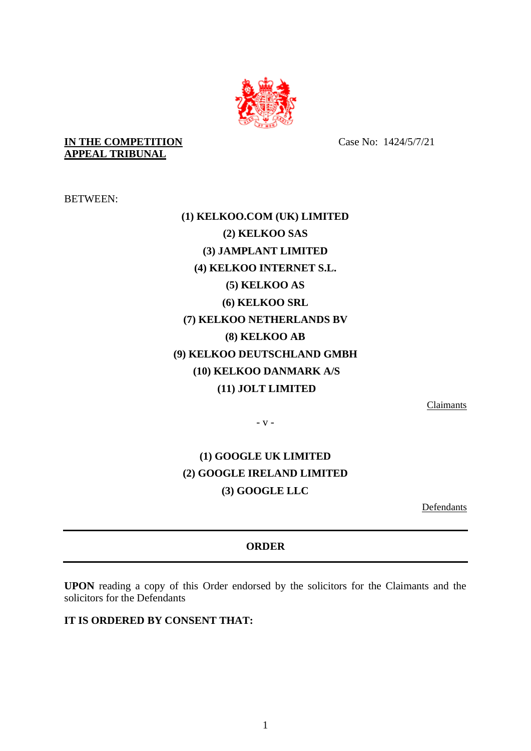**IN THE COMPETITION APPEAL TRIBUNAL**

Case No: 1424/5/7/21

BETWEEN:

**(1) KELKOO.COM (UK) LIMITED**

**(2) KELKOO SAS**

**(3) JAMPLANT LIMITED**

**(4) KELKOO INTERNET S.L.**

**(5) KELKOO AS**

**(6) KELKOO SRL**

**(7) KELKOO NETHERLANDS BV**

**(8) KELKOO AB**

**(9) KELKOO DEUTSCHLAND GMBH**

**(10) KELKOO DANMARK A/S**

**(11) JOLT LIMITED**

Claimants

- v -

**(1) GOOGLE UK LIMITED**

**(2) GOOGLE IRELAND LIMITED**

**(3) GOOGLE LLC**

Defendants

---

**ORDER**

---

**UPON** reading a copy of this Order endorsed by the solicitors for the Claimants and the solicitors for the Defendants

**IT IS ORDERED BY CONSENT THAT:**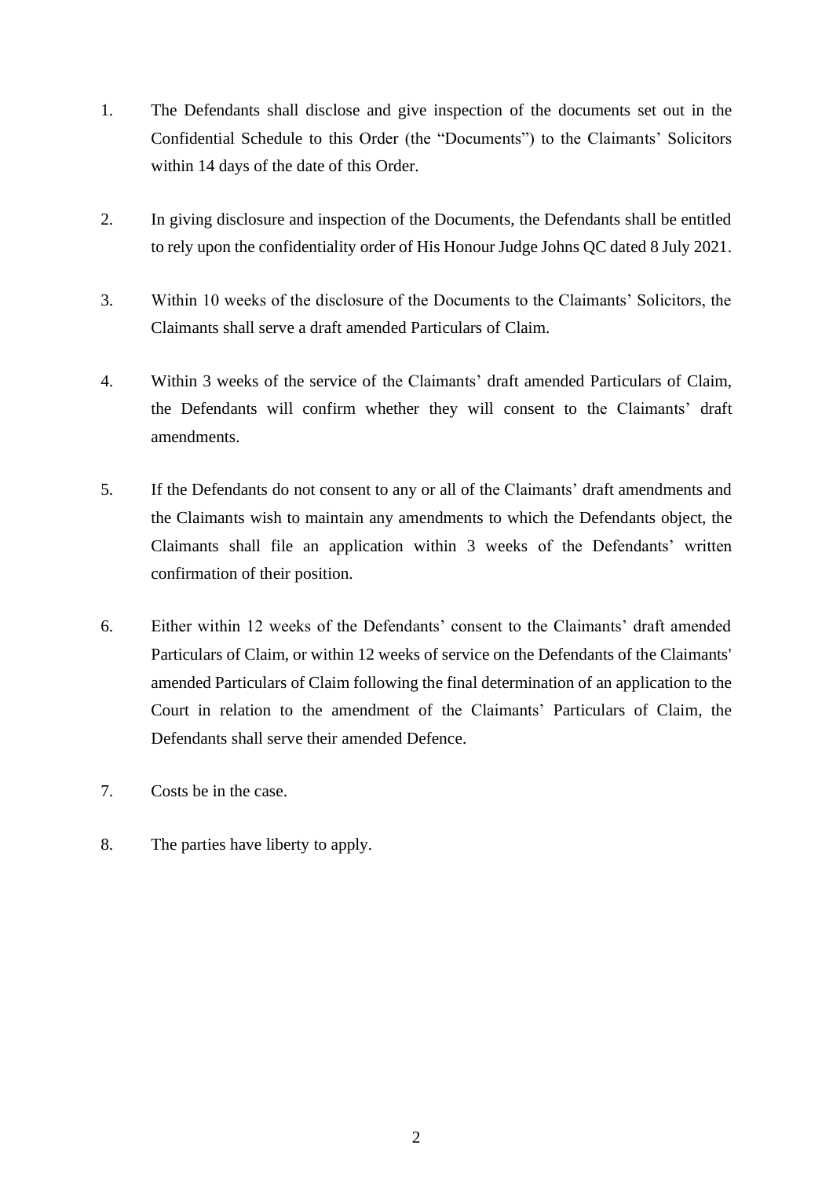1. The Defendants shall disclose and give inspection of the documents set out in the Confidential Schedule to this Order (the "Documents") to the Claimants' Solicitors within 14 days of the date of this Order.

2. In giving disclosure and inspection of the Documents, the Defendants shall be entitled to rely upon the confidentiality order of His Honour Judge Johns QC dated 8 July 2021.

3. Within 10 weeks of the disclosure of the Documents to the Claimants' Solicitors, the Claimants shall serve a draft amended Particulars of Claim.

4. Within 3 weeks of the service of the Claimants' draft amended Particulars of Claim, the Defendants will confirm whether they will consent to the Claimants' draft amendments.

5. If the Defendants do not consent to any or all of the Claimants' draft amendments and the Claimants wish to maintain any amendments to which the Defendants object, the Claimants shall file an application within 3 weeks of the Defendants' written confirmation of their position.

6. Either within 12 weeks of the Defendants' consent to the Claimants' draft amended Particulars of Claim, or within 12 weeks of service on the Defendants of the Claimants' amended Particulars of Claim following the final determination of an application to the Court in relation to the amendment of the Claimants' Particulars of Claim, the Defendants shall serve their amended Defence.

7. Costs be in the case.

8. The parties have liberty to apply.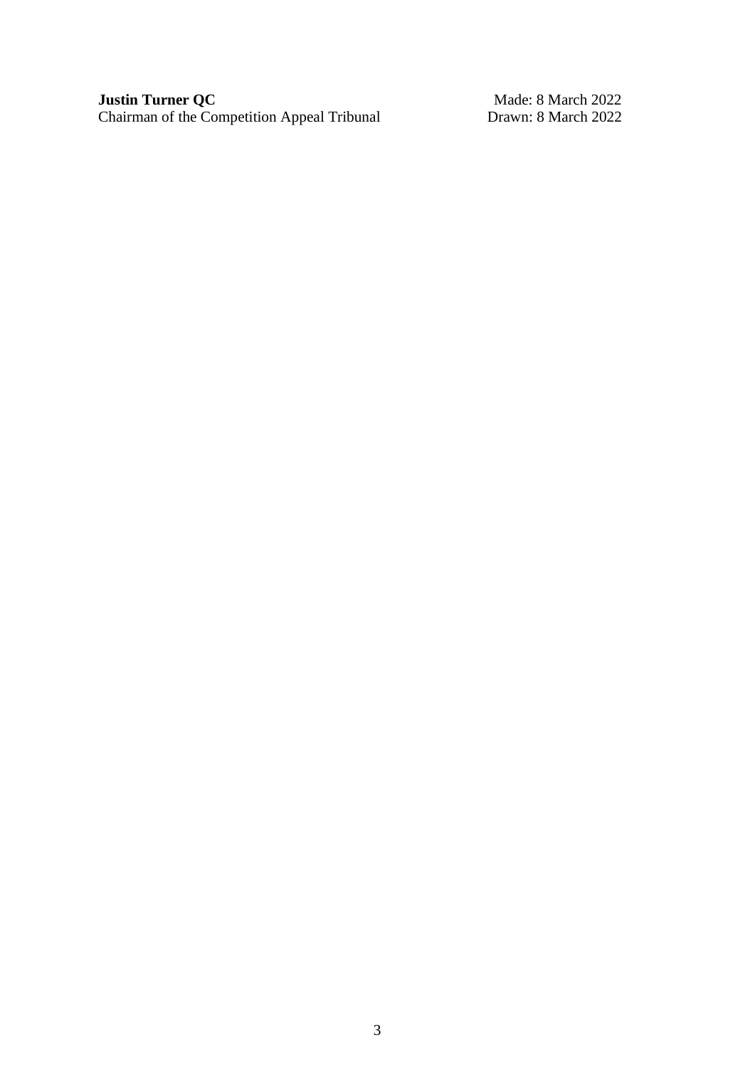**Justin Turner QC**
Chairman of the Competition Appeal Tribunal

Made: 8 March 2022
Drawn: 8 March 2022